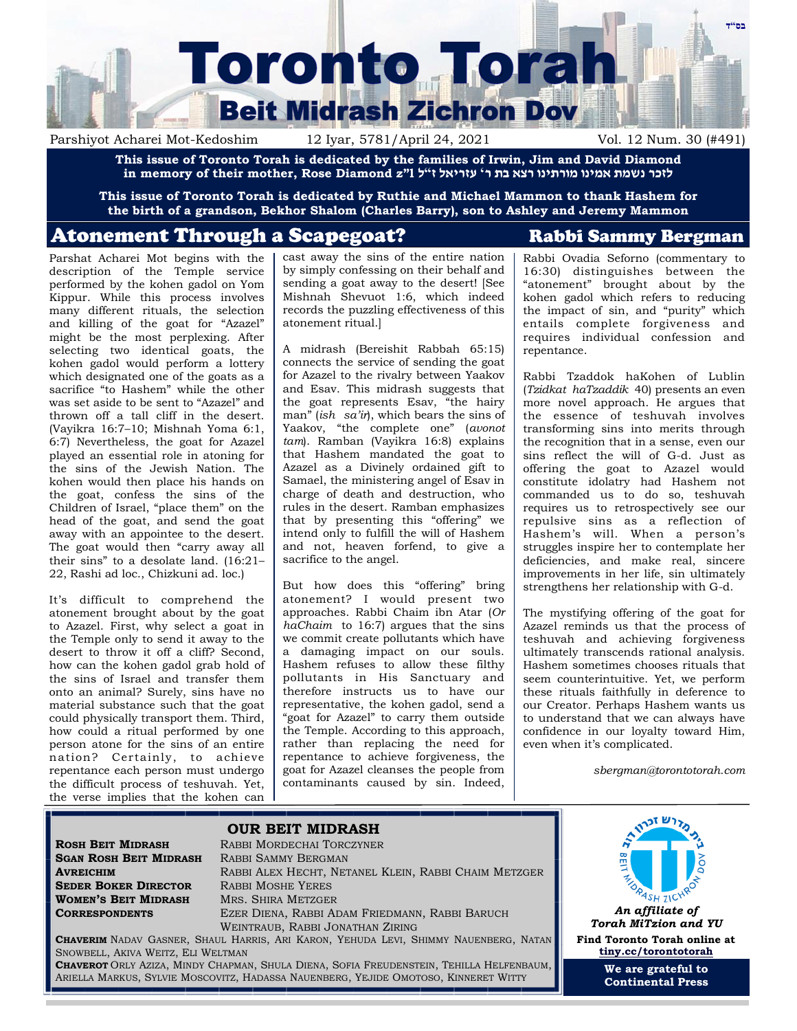בס"ד

# Toronto Torah

## Beit Midrash Zichron Dov

Parshiyot Acharei Mot-Kedoshim | 12 Iyar, 5781/April 24, 2021 | Vol. 12 Num. 30 (#491)

**This issue of Toronto Torah is dedicated by the families of Irwin, Jim and David Diamond in memory of their mother, Rose Diamond z"l לזכר נשמת אמינו מורתינו רצא בת ר' עזריאל ז"ל**

**This issue of Toronto Torah is dedicated by Ruthie and Michael Mammon to thank Hashem for the birth of a grandson, Bekhor Shalom (Charles Barry), son to Ashley and Jeremy Mammon**

## Atonement Through a Scapegoat?

### Rabbi Sammy Bergman

Parshat Acharei Mot begins with the description of the Temple service performed by the kohen gadol on Yom Kippur. While this process involves many different rituals, the selection and killing of the goat for "Azazel" might be the most perplexing. After selecting two identical goats, the kohen gadol would perform a lottery which designated one of the goats as a sacrifice "to Hashem" while the other was set aside to be sent to "Azazel" and thrown off a tall cliff in the desert. (Vayikra 16:7–10; Mishnah Yoma 6:1, 6:7) Nevertheless, the goat for Azazel played an essential role in atoning for the sins of the Jewish Nation. The kohen would then place his hands on the goat, confess the sins of the Children of Israel, "place them" on the head of the goat, and send the goat away with an appointee to the desert. The goat would then "carry away all their sins" to a desolate land. (16:21–22, Rashi ad loc., Chizkuni ad. loc.)

It's difficult to comprehend the atonement brought about by the goat to Azazel. First, why select a goat in the Temple only to send it away to the desert to throw it off a cliff? Second, how can the kohen gadol grab hold of the sins of Israel and transfer them onto an animal? Surely, sins have no material substance such that the goat could physically transport them. Third, how could a ritual performed by one person atone for the sins of an entire nation? Certainly, to achieve repentance each person must undergo the difficult process of teshuvah. Yet, the verse implies that the kohen can cast away the sins of the entire nation by simply confessing on their behalf and sending a goat away to the desert! [See Mishnah Shevuot 1:6, which indeed records the puzzling effectiveness of this atonement ritual.]

A midrash (Bereishit Rabbah 65:15) connects the service of sending the goat for Azazel to the rivalry between Yaakov and Esav. This midrash suggests that the goat represents Esav, "the hairy man" (*ish sa'ir*), which bears the sins of Yaakov, "the complete one" (*avonot tam*). Ramban (Vayikra 16:8) explains that Hashem mandated the goat to Azazel as a Divinely ordained gift to Samael, the ministering angel of Esav in charge of death and destruction, who rules in the desert. Ramban emphasizes that by presenting this "offering" we intend only to fulfill the will of Hashem and not, heaven forfend, to give a sacrifice to the angel.

But how does this "offering" bring atonement? I would present two approaches. Rabbi Chaim ibn Atar (*Or haChaim* to 16:7) argues that the sins we commit create pollutants which have a damaging impact on our souls. Hashem refuses to allow these filthy pollutants in His Sanctuary and therefore instructs us to have our representative, the kohen gadol, send a "goat for Azazel" to carry them outside the Temple. According to this approach, rather than replacing the need for repentance to achieve forgiveness, the goat for Azazel cleanses the people from contaminants caused by sin. Indeed, Rabbi Ovadia Seforno (commentary to 16:30) distinguishes between the "atonement" brought about by the kohen gadol which refers to reducing the impact of sin, and "purity" which entails complete forgiveness and requires individual confession and repentance.

Rabbi Tzaddok haKohen of Lublin (*Tzidkat haTzaddik* 40) presents an even more novel approach. He argues that the essence of teshuvah involves transforming sins into merits through the recognition that in a sense, even our sins reflect the will of G-d. Just as offering the goat to Azazel would constitute idolatry had Hashem not commanded us to do so, teshuvah requires us to retrospectively see our repulsive sins as a reflection of Hashem's will. When a person's struggles inspire her to contemplate her deficiencies, and make real, sincere improvements in her life, sin ultimately strengthens her relationship with G-d.

The mystifying offering of the goat for Azazel reminds us that the process of teshuvah and achieving forgiveness ultimately transcends rational analysis. Hashem sometimes chooses rituals that seem counterintuitive. Yet, we perform these rituals faithfully in deference to our Creator. Perhaps Hashem wants us to understand that we can always have confidence in our loyalty toward Him, even when it's complicated.

*sbergman@torontotorah.com*

## OUR BEIT MIDRASH

**Rosh Beit Midrash** Rabbi Mordechai Torczyner
**Sgan Rosh Beit Midrash** Rabbi Sammy Bergman
**Avreichim** Rabbi Alex Hecht, Netanel Klein, Rabbi Chaim Metzger
**Seder Boker Director** Rabbi Moshe Yeres
**Women's Beit Midrash** Mrs. Shira Metzger
**Correspondents** Ezer Diena, Rabbi Adam Friedmann, Rabbi Baruch Weintraub, Rabbi Jonathan Ziring

**Chaverim** Nadav Gasner, Shaul Harris, Ari Karon, Yehuda Levi, Shimmy Nauenberg, Natan Snowbell, Akiva Weitz, Eli Weltman

**Chaverot** Orly Aziza, Mindy Chapman, Shula Diena, Sofia Freudenstein, Tehilla Helfenbaum, Ariella Markus, Sylvie Moscovitz, Hadassa Nauenberg, Yejide Omotoso, Kinneret Witty

בית מדרש זכרון דוב — Beit Midrash Zichron Dov

***An affiliate of Torah MiTzion and YU***

**Find Toronto Torah online at tiny.cc/torontotorah**

**We are grateful to Continental Press**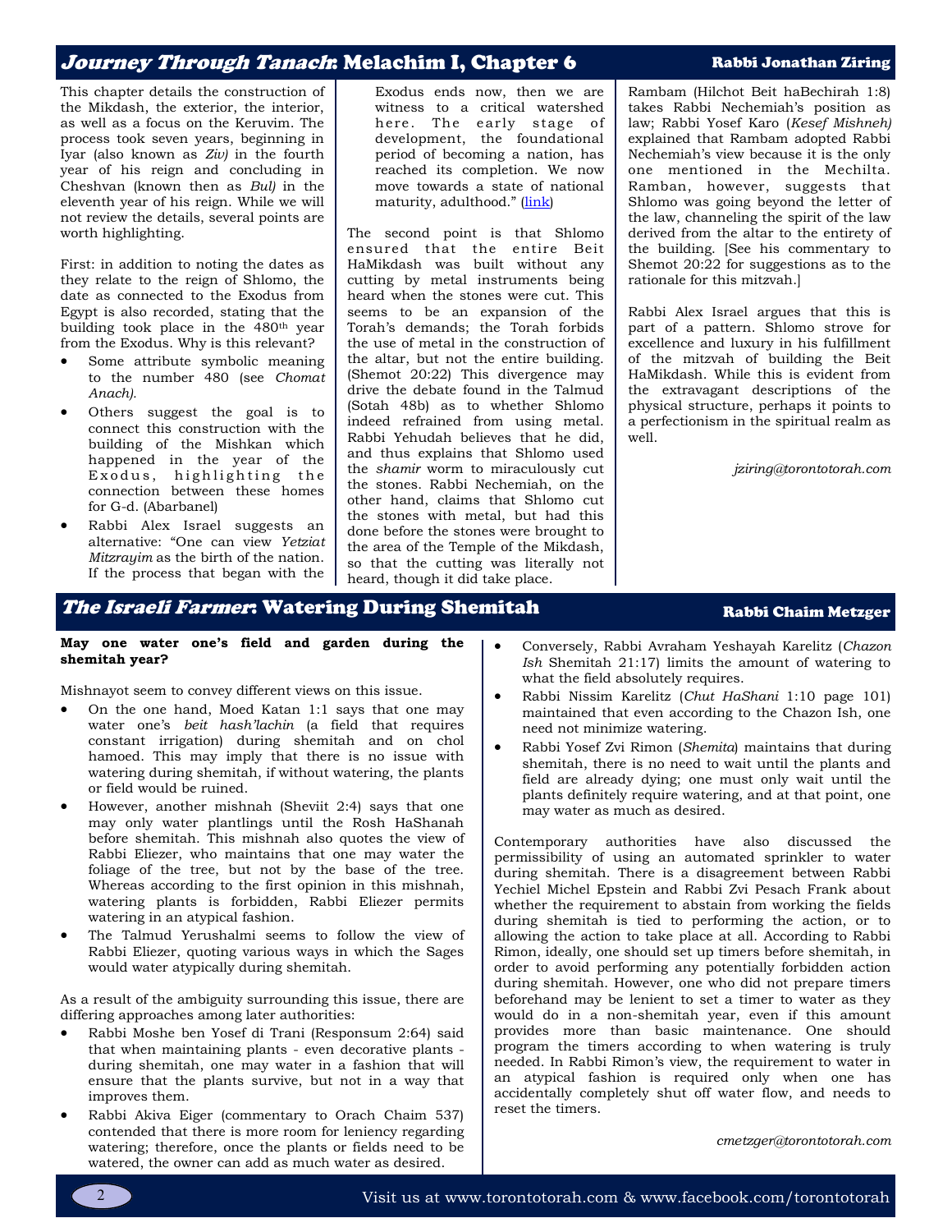## *Journey Through Tanach*: Melachim I, Chapter 6

**Rabbi Jonathan Ziring**

This chapter details the construction of the Mikdash, the exterior, the interior, as well as a focus on the Keruvim. The process took seven years, beginning in Iyar (also known as *Ziv)* in the fourth year of his reign and concluding in Cheshvan (known then as *Bul)* in the eleventh year of his reign. While we will not review the details, several points are worth highlighting.

First: in addition to noting the dates as they relate to the reign of Shlomo, the date as connected to the Exodus from Egypt is also recorded, stating that the building took place in the 480th year from the Exodus. Why is this relevant?

- Some attribute symbolic meaning to the number 480 (see *Chomat Anach).*
- Others suggest the goal is to connect this construction with the building of the Mishkan which happened in the year of the Exodus, highlighting the connection between these homes for G-d. (Abarbanel)
- Rabbi Alex Israel suggests an alternative: "One can view *Yetziat Mitzrayim* as the birth of the nation. If the process that began with the Exodus ends now, then we are witness to a critical watershed here. The early stage of development, the foundational period of becoming a nation, has reached its completion. We now move towards a state of national maturity, adulthood." (link)

The second point is that Shlomo ensured that the entire Beit HaMikdash was built without any cutting by metal instruments being heard when the stones were cut. This seems to be an expansion of the Torah's demands; the Torah forbids the use of metal in the construction of the altar, but not the entire building. (Shemot 20:22) This divergence may drive the debate found in the Talmud (Sotah 48b) as to whether Shlomo indeed refrained from using metal. Rabbi Yehudah believes that he did, and thus explains that Shlomo used the *shamir* worm to miraculously cut the stones. Rabbi Nechemiah, on the other hand, claims that Shlomo cut the stones with metal, but had this done before the stones were brought to the area of the Temple of the Mikdash, so that the cutting was literally not heard, though it did take place. Rambam (Hilchot Beit haBechirah 1:8) takes Rabbi Nechemiah's position as law; Rabbi Yosef Karo (*Kesef Mishneh)* explained that Rambam adopted Rabbi Nechemiah's view because it is the only one mentioned in the Mechilta. Ramban, however, suggests that Shlomo was going beyond the letter of the law, channeling the spirit of the law derived from the altar to the entirety of the building. [See his commentary to Shemot 20:22 for suggestions as to the rationale for this mitzvah.]

Rabbi Alex Israel argues that this is part of a pattern. Shlomo strove for excellence and luxury in his fulfillment of the mitzvah of building the Beit HaMikdash. While this is evident from the extravagant descriptions of the physical structure, perhaps it points to a perfectionism in the spiritual realm as well.

*jziring@torontotorah.com*

## *The Israeli Farmer*: Watering During Shemitah

**Rabbi Chaim Metzger**

**May one water one's field and garden during the shemitah year?**

Mishnayot seem to convey different views on this issue.

- On the one hand, Moed Katan 1:1 says that one may water one's *beit hash'lachin* (a field that requires constant irrigation) during shemitah and on chol hamoed. This may imply that there is no issue with watering during shemitah, if without watering, the plants or field would be ruined.
- However, another mishnah (Sheviit 2:4) says that one may only water plantlings until the Rosh HaShanah before shemitah. This mishnah also quotes the view of Rabbi Eliezer, who maintains that one may water the foliage of the tree, but not by the base of the tree. Whereas according to the first opinion in this mishnah, watering plants is forbidden, Rabbi Eliezer permits watering in an atypical fashion.
- The Talmud Yerushalmi seems to follow the view of Rabbi Eliezer, quoting various ways in which the Sages would water atypically during shemitah.

As a result of the ambiguity surrounding this issue, there are differing approaches among later authorities:

- Rabbi Moshe ben Yosef di Trani (Responsum 2:64) said that when maintaining plants - even decorative plants - during shemitah, one may water in a fashion that will ensure that the plants survive, but not in a way that improves them.
- Rabbi Akiva Eiger (commentary to Orach Chaim 537) contended that there is more room for leniency regarding watering; therefore, once the plants or fields need to be watered, the owner can add as much water as desired.
- Conversely, Rabbi Avraham Yeshayah Karelitz (*Chazon Ish* Shemitah 21:17) limits the amount of watering to what the field absolutely requires.
- Rabbi Nissim Karelitz (*Chut HaShani* 1:10 page 101) maintained that even according to the Chazon Ish, one need not minimize watering.
- Rabbi Yosef Zvi Rimon (*Shemita*) maintains that during shemitah, there is no need to wait until the plants and field are already dying; one must only wait until the plants definitely require watering, and at that point, one may water as much as desired.

Contemporary authorities have also discussed the permissibility of using an automated sprinkler to water during shemitah. There is a disagreement between Rabbi Yechiel Michel Epstein and Rabbi Zvi Pesach Frank about whether the requirement to abstain from working the fields during shemitah is tied to performing the action, or to allowing the action to take place at all. According to Rabbi Rimon, ideally, one should set up timers before shemitah, in order to avoid performing any potentially forbidden action during shemitah. However, one who did not prepare timers beforehand may be lenient to set a timer to water as they would do in a non-shemitah year, even if this amount provides more than basic maintenance. One should program the timers according to when watering is truly needed. In Rabbi Rimon's view, the requirement to water in an atypical fashion is required only when one has accidentally completely shut off water flow, and needs to reset the timers.

*cmetzger@torontotorah.com*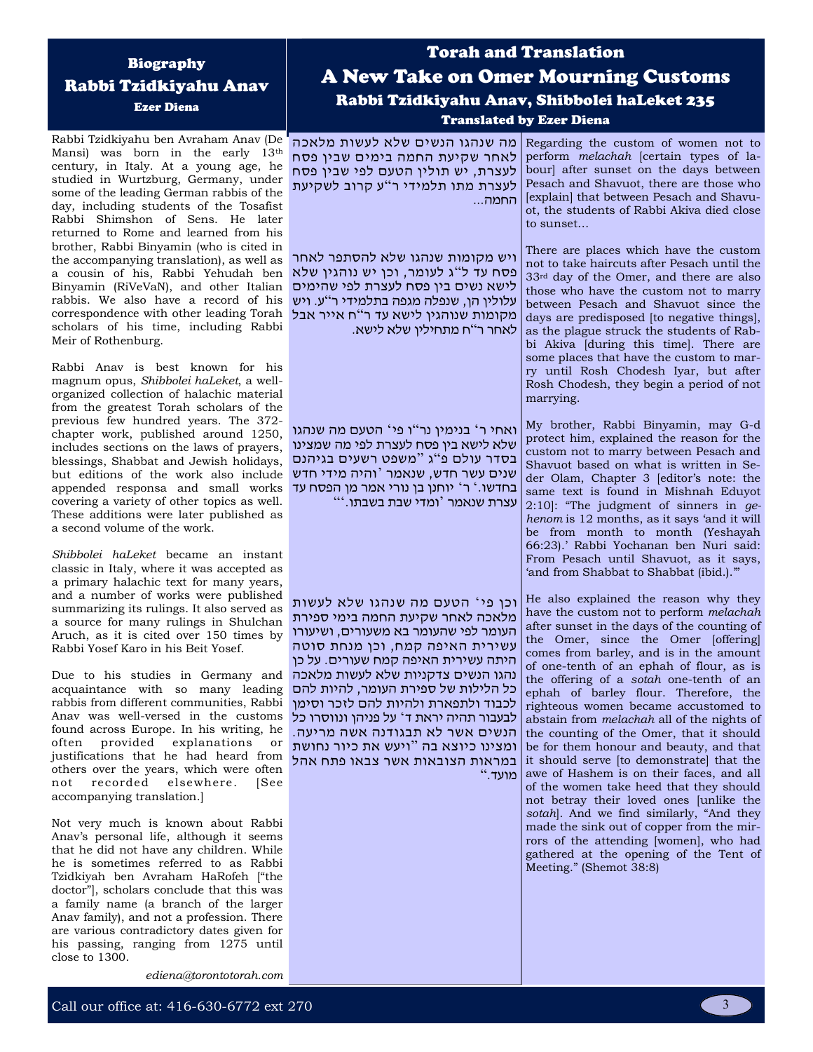## Biography
# Rabbi Tzidkiyahu Anav
### Ezer Diena

Rabbi Tzidkiyahu ben Avraham Anav (De Mansi) was born in the early 13th century, in Italy. At a young age, he studied in Wurtzburg, Germany, under some of the leading German rabbis of the day, including students of the Tosafist Rabbi Shimshon of Sens. He later returned to Rome and learned from his brother, Rabbi Binyamin (who is cited in the accompanying translation), as well as a cousin of his, Rabbi Yehudah ben Binyamin (RiVeVaN), and other Italian rabbis. We also have a record of his correspondence with other leading Torah scholars of his time, including Rabbi Meir of Rothenburg.

Rabbi Anav is best known for his magnum opus, *Shibbolei haLeket*, a well-organized collection of halachic material from the greatest Torah scholars of the previous few hundred years. The 372-chapter work, published around 1250, includes sections on the laws of prayers, blessings, Shabbat and Jewish holidays, but editions of the work also include appended responsa and small works covering a variety of other topics as well. These additions were later published as a second volume of the work.

*Shibbolei haLeket* became an instant classic in Italy, where it was accepted as a primary halachic text for many years, and a number of works were published summarizing its rulings. It also served as a source for many rulings in Shulchan Aruch, as it is cited over 150 times by Rabbi Yosef Karo in his Beit Yosef.

Due to his studies in Germany and acquaintance with so many leading rabbis from different communities, Rabbi Anav was well-versed in the customs found across Europe. In his writing, he often provided explanations or justifications that he had heard from others over the years, which were often not recorded elsewhere. [See accompanying translation.]

Not very much is known about Rabbi Anav's personal life, although it seems that he did not have any children. While he is sometimes referred to as Rabbi Tzidkiyah ben Avraham HaRofeh ["the doctor"], scholars conclude that this was a family name (a branch of the larger Anav family), and not a profession. There are various contradictory dates given for his passing, ranging from 1275 until close to 1300.

*ediena@torontotorah.com*

## Torah and Translation
# A New Take on Omer Mourning Customs
### Rabbi Tzidkiyahu Anav, Shibbolei haLeket 235
#### Translated by Ezer Diena

מה שנהגו הנשים שלא לעשות מלאכה לאחר שקיעת החמה בימים שבין פסח לעצרת, יש תולין הטעם לפי שבין פסח לעצרת מתו תלמידי ר"ע קרוב לשקיעת החמה...

Regarding the custom of women not to perform *melachah* [certain types of labour] after sunset on the days between Pesach and Shavuot, there are those who [explain] that between Pesach and Shavuot, the students of Rabbi Akiva died close to sunset...

ויש מקומות שנהגו שלא להסתפר לאחר פסח עד ל"ג לעומר, וכן יש נוהגין שלא לישא נשים בין פסח לעצרת לפי שהימים עלולין הן, שנפלה מגפה בתלמידי ר"ע. ויש מקומות שנוהגין לישא עד ר"ח אייר אבל לאחר ר"ח מתחילין שלא לישא.

There are places which have the custom not to take haircuts after Pesach until the 33rd day of the Omer, and there are also those who have the custom not to marry between Pesach and Shavuot since the days are predisposed [to negative things], as the plague struck the students of Rabbi Akiva [during this time]. There are some places that have the custom to marry until Rosh Chodesh Iyar, but after Rosh Chodesh, they begin a period of not marrying.

ואחי ר' בנימין נר"ו פי' הטעם מה שנהגו שלא לישא בין פסח לעצרת לפי מה שמצינו בסדר עולם פ"ג "משפט רשעים בגיהנם שנים עשר חדש, שנאמר 'והיה מידי חדש בחדשו.' ר' יוחנן בן נורי אמר מן הפסח עד עצרת שנאמר 'ומדי שבת בשבתו.'"

My brother, Rabbi Binyamin, may G-d protect him, explained the reason for the custom not to marry between Pesach and Shavuot based on what is written in Seder Olam, Chapter 3 [editor's note: the same text is found in Mishnah Eduyot 2:10]: "The judgment of sinners in *gehenom* is 12 months, as it says 'and it will be from month to month (Yeshayah 66:23).' Rabbi Yochanan ben Nuri said: From Pesach until Shavuot, as it says, 'and from Shabbat to Shabbat (ibid.).'"

וכן פי' הטעם מה שנהגו שלא לעשות מלאכה לאחר שקיעת החמה בימי ספירת העומר לפי שהעומר בא משעורים, ושיעורו עשירית האיפה קמח, וכן מנחת סוטה היתה עשירית האיפה קמח שעורים. על כן נהגו הנשים צדקניות שלא לעשות מלאכה כל הלילות של ספירת העומר, להיות להם לכבוד ולתפארת ולהיות להם לזכר וסימן לבעבור תהיה יראת ד' על פניהן ונווסרו כל הנשים אשר לא תבגודנה אשה מריעה. ומצינו כיוצא בה "ויעש את כיור נחושת במראות הצובאות אשר צבאו פתח אהל מועד."

He also explained the reason why they have the custom not to perform *melachah* after sunset in the days of the counting of the Omer, since the Omer [offering] comes from barley, and is in the amount of one-tenth of an ephah of flour, as is the offering of a *sotah* one-tenth of an ephah of barley flour. Therefore, the righteous women became accustomed to abstain from *melachah* all of the nights of the counting of the Omer, that it should be for them honour and beauty, and that it should serve [to demonstrate] that the awe of Hashem is on their faces, and all of the women take heed that they should not betray their loved ones [unlike the *sotah*]. And we find similarly, "And they made the sink out of copper from the mirrors of the attending [women], who had gathered at the opening of the Tent of Meeting." (Shemot 38:8)

Call our office at: 416-630-6772 ext 270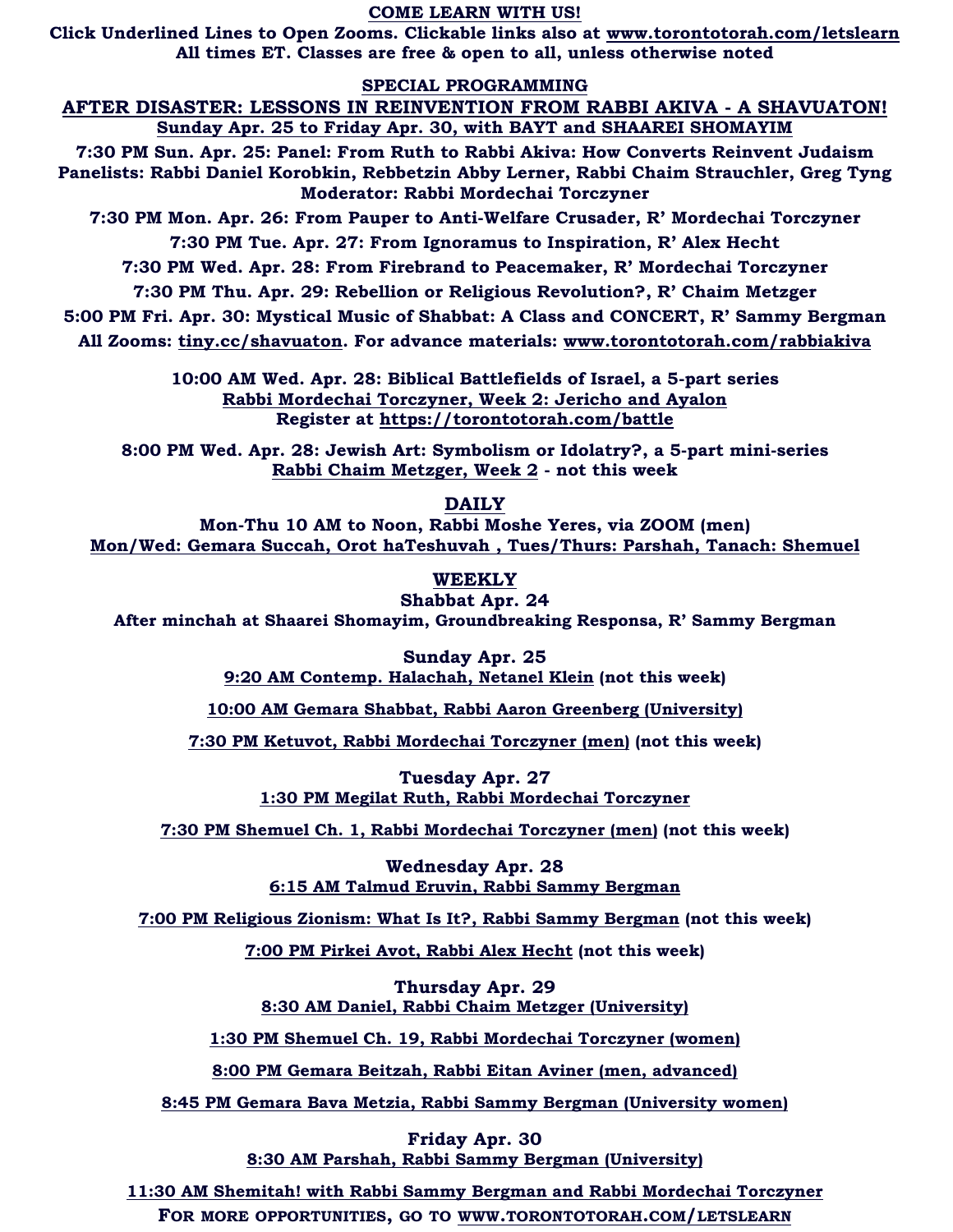## COME LEARN WITH US!

**Click Underlined Lines to Open Zooms. Clickable links also at www.torontotorah.com/letslearn**
**All times ET. Classes are free & open to all, unless otherwise noted**

### SPECIAL PROGRAMMING

### AFTER DISASTER: LESSONS IN REINVENTION FROM RABBI AKIVA - A SHAVUATON!

**Sunday Apr. 25 to Friday Apr. 30, with BAYT and SHAAREI SHOMAYIM**

**7:30 PM Sun. Apr. 25: Panel: From Ruth to Rabbi Akiva: How Converts Reinvent Judaism**
**Panelists: Rabbi Daniel Korobkin, Rebbetzin Abby Lerner, Rabbi Chaim Strauchler, Greg Tyng**
**Moderator: Rabbi Mordechai Torczyner**

**7:30 PM Mon. Apr. 26: From Pauper to Anti-Welfare Crusader, R' Mordechai Torczyner**

**7:30 PM Tue. Apr. 27: From Ignoramus to Inspiration, R' Alex Hecht**

**7:30 PM Wed. Apr. 28: From Firebrand to Peacemaker, R' Mordechai Torczyner**

**7:30 PM Thu. Apr. 29: Rebellion or Religious Revolution?, R' Chaim Metzger**

**5:00 PM Fri. Apr. 30: Mystical Music of Shabbat: A Class and CONCERT, R' Sammy Bergman**

**All Zooms: tiny.cc/shavuaton. For advance materials: www.torontotorah.com/rabbiakiva**

**10:00 AM Wed. Apr. 28: Biblical Battlefields of Israel, a 5-part series**
**Rabbi Mordechai Torczyner, Week 2: Jericho and Ayalon**
**Register at https://torontotorah.com/battle**

**8:00 PM Wed. Apr. 28: Jewish Art: Symbolism or Idolatry?, a 5-part mini-series**
**Rabbi Chaim Metzger, Week 2 - not this week**

### DAILY

**Mon-Thu 10 AM to Noon, Rabbi Moshe Yeres, via ZOOM (men)**
**Mon/Wed: Gemara Succah, Orot haTeshuvah , Tues/Thurs: Parshah, Tanach: Shemuel**

### WEEKLY

**Shabbat Apr. 24**
**After minchah at Shaarei Shomayim, Groundbreaking Responsa, R' Sammy Bergman**

**Sunday Apr. 25**
**9:20 AM Contemp. Halachah, Netanel Klein (not this week)**

**10:00 AM Gemara Shabbat, Rabbi Aaron Greenberg (University)**

**7:30 PM Ketuvot, Rabbi Mordechai Torczyner (men) (not this week)**

**Tuesday Apr. 27**
**1:30 PM Megilat Ruth, Rabbi Mordechai Torczyner**

**7:30 PM Shemuel Ch. 1, Rabbi Mordechai Torczyner (men) (not this week)**

**Wednesday Apr. 28**
**6:15 AM Talmud Eruvin, Rabbi Sammy Bergman**

**7:00 PM Religious Zionism: What Is It?, Rabbi Sammy Bergman (not this week)**

**7:00 PM Pirkei Avot, Rabbi Alex Hecht (not this week)**

**Thursday Apr. 29**
**8:30 AM Daniel, Rabbi Chaim Metzger (University)**

**1:30 PM Shemuel Ch. 19, Rabbi Mordechai Torczyner (women)**

**8:00 PM Gemara Beitzah, Rabbi Eitan Aviner (men, advanced)**

**8:45 PM Gemara Bava Metzia, Rabbi Sammy Bergman (University women)**

**Friday Apr. 30**
**8:30 AM Parshah, Rabbi Sammy Bergman (University)**

**11:30 AM Shemitah! with Rabbi Sammy Bergman and Rabbi Mordechai Torczyner**

**FOR MORE OPPORTUNITIES, GO TO WWW.TORONTOTORAH.COM/LETSLEARN**